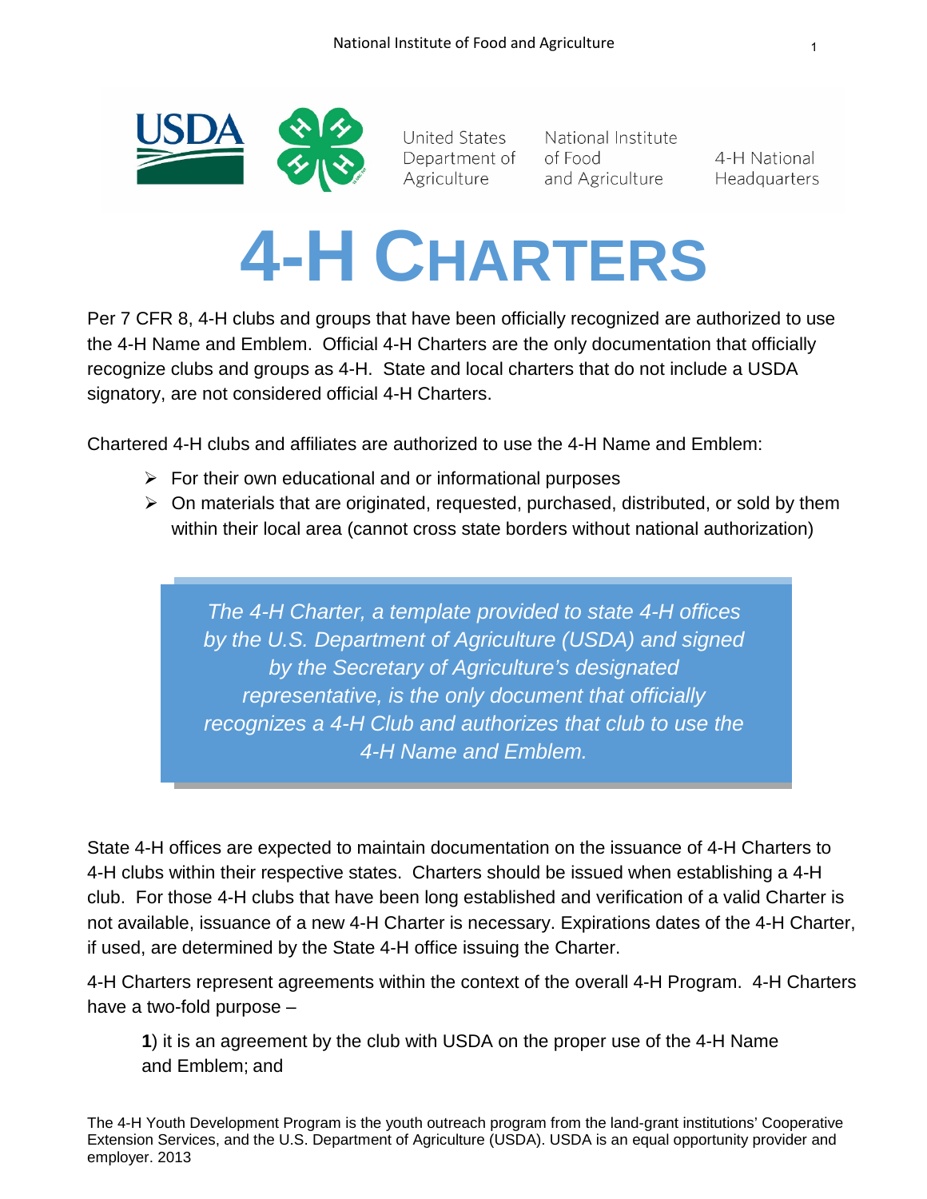United States Department of Agriculture | National Institute of Food and Agriculture | 4-H National Headquarters

# 4-H CHARTERS

Per 7 CFR 8, 4-H clubs and groups that have been officially recognized are authorized to use the 4-H Name and Emblem. Official 4-H Charters are the only documentation that officially recognize clubs and groups as 4-H. State and local charters that do not include a USDA signatory, are not considered official 4-H Charters.

Chartered 4-H clubs and affiliates are authorized to use the 4-H Name and Emblem:

- For their own educational and or informational purposes
- On materials that are originated, requested, purchased, distributed, or sold by them within their local area (cannot cross state borders without national authorization)

> *The 4-H Charter, a template provided to state 4-H offices by the U.S. Department of Agriculture (USDA) and signed by the Secretary of Agriculture's designated representative, is the only document that officially recognizes a 4-H Club and authorizes that club to use the 4-H Name and Emblem.*

State 4-H offices are expected to maintain documentation on the issuance of 4-H Charters to 4-H clubs within their respective states. Charters should be issued when establishing a 4-H club. For those 4-H clubs that have been long established and verification of a valid Charter is not available, issuance of a new 4-H Charter is necessary. Expirations dates of the 4-H Charter, if used, are determined by the State 4-H office issuing the Charter.

4-H Charters represent agreements within the context of the overall 4-H Program. 4-H Charters have a two-fold purpose –

**1**) it is an agreement by the club with USDA on the proper use of the 4-H Name and Emblem; and

The 4-H Youth Development Program is the youth outreach program from the land-grant institutions' Cooperative Extension Services, and the U.S. Department of Agriculture (USDA). USDA is an equal opportunity provider and employer. 2013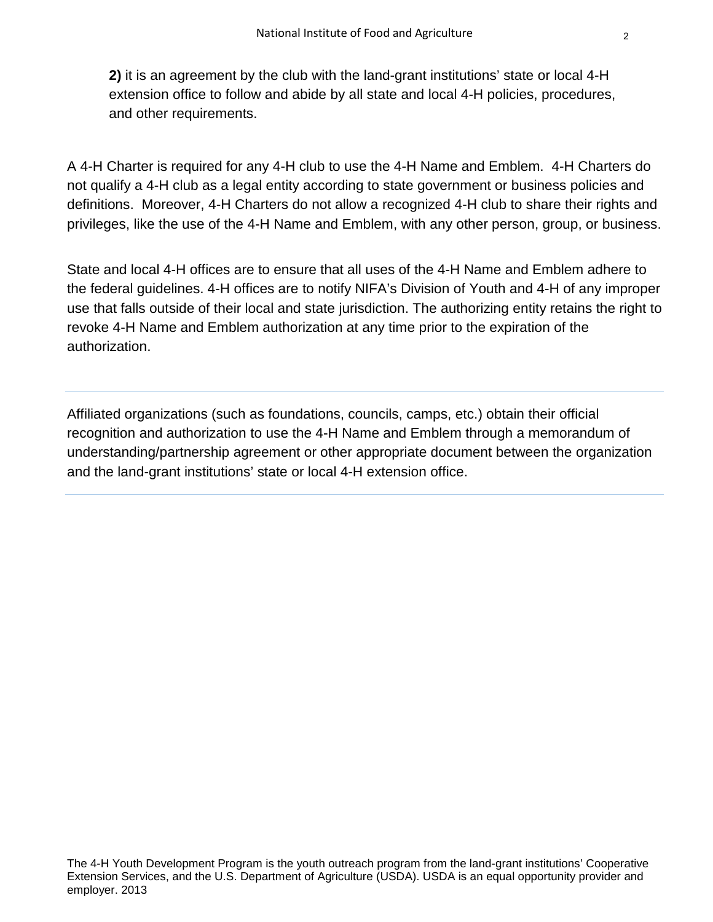**2)** it is an agreement by the club with the land-grant institutions' state or local 4-H extension office to follow and abide by all state and local 4-H policies, procedures, and other requirements.

A 4-H Charter is required for any 4-H club to use the 4-H Name and Emblem. 4-H Charters do not qualify a 4-H club as a legal entity according to state government or business policies and definitions. Moreover, 4-H Charters do not allow a recognized 4-H club to share their rights and privileges, like the use of the 4-H Name and Emblem, with any other person, group, or business.

State and local 4-H offices are to ensure that all uses of the 4-H Name and Emblem adhere to the federal guidelines. 4-H offices are to notify NIFA's Division of Youth and 4-H of any improper use that falls outside of their local and state jurisdiction. The authorizing entity retains the right to revoke 4-H Name and Emblem authorization at any time prior to the expiration of the authorization.

---

Affiliated organizations (such as foundations, councils, camps, etc.) obtain their official recognition and authorization to use the 4-H Name and Emblem through a memorandum of understanding/partnership agreement or other appropriate document between the organization and the land-grant institutions' state or local 4-H extension office.

---

The 4-H Youth Development Program is the youth outreach program from the land-grant institutions' Cooperative Extension Services, and the U.S. Department of Agriculture (USDA). USDA is an equal opportunity provider and employer. 2013